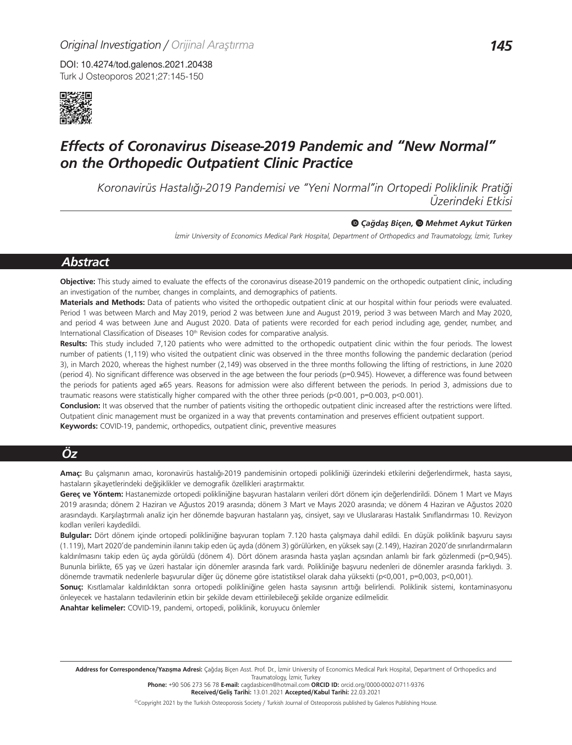Original Investigation / Orijinal Araştırma

DOI: 10.4274/tod.galenos.2021.20438

# Effects of Coronavirus Disease-2019 Pandemic and "New Normal" on the Orthopedic Outpatient Clinic Practice

*Koronavirüs Hastalığı-2019 Pandemisi ve "Yeni Normal"in Ortopedi Poliklinik Pratiği Üzerindeki Etkisi*

**Çağdaş Biçen, Mehmet Aykut Türken**

*İzmir University of Economics Medical Park Hospital, Department of Orthopedics and Traumatology, İzmir, Turkey*

## Abstract

**Objective:** This study aimed to evaluate the effects of the coronavirus disease-2019 pandemic on the orthopedic outpatient clinic, including an investigation of the number, changes in complaints, and demographics of patients.

**Materials and Methods:** Data of patients who visited the orthopedic outpatient clinic at our hospital within four periods were evaluated. Period 1 was between March and May 2019, period 2 was between June and August 2019, period 3 was between March and May 2020, and period 4 was between June and August 2020. Data of patients were recorded for each period including age, gender, number, and International Classification of Diseases 10th Revision codes for comparative analysis.

**Results:** This study included 7,120 patients who were admitted to the orthopedic outpatient clinic within the four periods. The lowest number of patients (1,119) who visited the outpatient clinic was observed in the three months following the pandemic declaration (period 3), in March 2020, whereas the highest number (2,149) was observed in the three months following the lifting of restrictions, in June 2020 (period 4). No significant difference was observed in the age between the four periods (p=0.945). However, a difference was found between the periods for patients aged ≥65 years. Reasons for admission were also different between the periods. In period 3, admissions due to traumatic reasons were statistically higher compared with the other three periods (p<0.001, p=0.003, p<0.001).

**Conclusion:** It was observed that the number of patients visiting the orthopedic outpatient clinic increased after the restrictions were lifted. Outpatient clinic management must be organized in a way that prevents contamination and preserves efficient outpatient support.

**Keywords:** COVID-19, pandemic, orthopedics, outpatient clinic, preventive measures

## Öz

**Amaç:** Bu çalışmanın amacı, koronavirüs hastalığı-2019 pandemisinin ortopedi polikliniği üzerindeki etkilerini değerlendirmek, hasta sayısı, hastaların şikayetlerindeki değişiklikler ve demografik özellikleri araştırmaktır.

**Gereç ve Yöntem:** Hastanemizde ortopedi polikliniğine başvuran hastaların verileri dört dönem için değerlendirildi. Dönem 1 Mart ve Mayıs 2019 arasında; dönem 2 Haziran ve Ağustos 2019 arasında; dönem 3 Mart ve Mayıs 2020 arasında; ve dönem 4 Haziran ve Ağustos 2020 arasındaydı. Karşılaştırmalı analiz için her dönemde başvuran hastaların yaş, cinsiyet, sayı ve Uluslararası Hastalık Sınıflandırması 10. Revizyon kodları verileri kaydedildi.

**Bulgular:** Dört dönem içinde ortopedi polikliniğine başvuran toplam 7.120 hasta çalışmaya dahil edildi. En düşük poliklinik başvuru sayısı (1.119), Mart 2020'de pandeminin ilanını takip eden üç ayda (dönem 3) görülürken, en yüksek sayı (2.149), Haziran 2020'de sınırlandırmaların kaldırılmasını takip eden üç ayda görüldü (dönem 4). Dört dönem arasında hasta yaşları açısından anlamlı bir fark gözlenmedi (p=0,945). Bununla birlikte, 65 yaş ve üzeri hastalar için dönemler arasında fark vardı. Polikliniğe başvuru nedenleri de dönemler arasında farklıydı. 3. dönemde travmatik nedenlerle başvurular diğer üç döneme göre istatistiksel olarak daha yüksekti (p<0,001, p=0,003, p<0,001).

**Sonuç:** Kısıtlamalar kaldırıldıktan sonra ortopedi polikliniğine gelen hasta sayısının arttığı belirlendi. Poliklinik sistemi, kontaminasyonu önleyecek ve hastaların tedavilerinin etkin bir şekilde devam ettirilebileceği şekilde organize edilmelidir.

**Anahtar kelimeler:** COVID-19, pandemi, ortopedi, poliklinik, koruyucu önlemler

**Address for Correspondence/Yazışma Adresi:** Çağdaş Biçen Asst. Prof. Dr., İzmir University of Economics Medical Park Hospital, Department of Orthopedics and Traumatology, İzmir, Turkey

**Phone:** +90 506 273 56 78 **E-mail:** cagdasbicen@hotmail.com **ORCID ID:** orcid.org/0000-0002-0711-9376

**Received/Geliş Tarihi:** 13.01.2021 **Accepted/Kabul Tarihi:** 22.03.2021

©Copyright 2021 by the Turkish Osteoporosis Society / Turkish Journal of Osteoporosis published by Galenos Publishing House.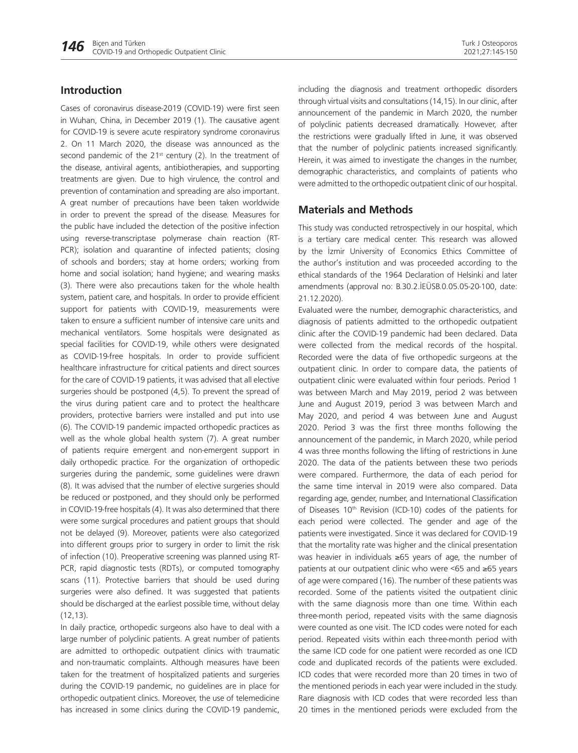## Introduction

Cases of coronavirus disease-2019 (COVID-19) were first seen in Wuhan, China, in December 2019 (1). The causative agent for COVID-19 is severe acute respiratory syndrome coronavirus 2. On 11 March 2020, the disease was announced as the second pandemic of the 21st century (2). In the treatment of the disease, antiviral agents, antibiotherapies, and supporting treatments are given. Due to high virulence, the control and prevention of contamination and spreading are also important. A great number of precautions have been taken worldwide in order to prevent the spread of the disease. Measures for the public have included the detection of the positive infection using reverse-transcriptase polymerase chain reaction (RT-PCR); isolation and quarantine of infected patients; closing of schools and borders; stay at home orders; working from home and social isolation; hand hygiene; and wearing masks (3). There were also precautions taken for the whole health system, patient care, and hospitals. In order to provide efficient support for patients with COVID-19, measurements were taken to ensure a sufficient number of intensive care units and mechanical ventilators. Some hospitals were designated as special facilities for COVID-19, while others were designated as COVID-19-free hospitals. In order to provide sufficient healthcare infrastructure for critical patients and direct sources for the care of COVID-19 patients, it was advised that all elective surgeries should be postponed (4,5). To prevent the spread of the virus during patient care and to protect the healthcare providers, protective barriers were installed and put into use (6). The COVID-19 pandemic impacted orthopedic practices as well as the whole global health system (7). A great number of patients require emergent and non-emergent support in daily orthopedic practice. For the organization of orthopedic surgeries during the pandemic, some guidelines were drawn (8). It was advised that the number of elective surgeries should be reduced or postponed, and they should only be performed in COVID-19-free hospitals (4). It was also determined that there were some surgical procedures and patient groups that should not be delayed (9). Moreover, patients were also categorized into different groups prior to surgery in order to limit the risk of infection (10). Preoperative screening was planned using RT-PCR, rapid diagnostic tests (RDTs), or computed tomography scans (11). Protective barriers that should be used during surgeries were also defined. It was suggested that patients should be discharged at the earliest possible time, without delay (12,13).

In daily practice, orthopedic surgeons also have to deal with a large number of polyclinic patients. A great number of patients are admitted to orthopedic outpatient clinics with traumatic and non-traumatic complaints. Although measures have been taken for the treatment of hospitalized patients and surgeries during the COVID-19 pandemic, no guidelines are in place for orthopedic outpatient clinics. Moreover, the use of telemedicine has increased in some clinics during the COVID-19 pandemic, including the diagnosis and treatment orthopedic disorders through virtual visits and consultations (14,15). In our clinic, after announcement of the pandemic in March 2020, the number of polyclinic patients decreased dramatically. However, after the restrictions were gradually lifted in June, it was observed that the number of polyclinic patients increased significantly. Herein, it was aimed to investigate the changes in the number, demographic characteristics, and complaints of patients who were admitted to the orthopedic outpatient clinic of our hospital.

## Materials and Methods

This study was conducted retrospectively in our hospital, which is a tertiary care medical center. This research was allowed by the İzmir University of Economics Ethics Committee of the author's institution and was proceeded according to the ethical standards of the 1964 Declaration of Helsinki and later amendments (approval no: B.30.2.İEÜSB.0.05.05-20-100, date: 21.12.2020).

Evaluated were the number, demographic characteristics, and diagnosis of patients admitted to the orthopedic outpatient clinic after the COVID-19 pandemic had been declared. Data were collected from the medical records of the hospital. Recorded were the data of five orthopedic surgeons at the outpatient clinic. In order to compare data, the patients of outpatient clinic were evaluated within four periods. Period 1 was between March and May 2019, period 2 was between June and August 2019, period 3 was between March and May 2020, and period 4 was between June and August 2020. Period 3 was the first three months following the announcement of the pandemic, in March 2020, while period 4 was three months following the lifting of restrictions in June 2020. The data of the patients between these two periods were compared. Furthermore, the data of each period for the same time interval in 2019 were also compared. Data regarding age, gender, number, and International Classification of Diseases 10th Revision (ICD-10) codes of the patients for each period were collected. The gender and age of the patients were investigated. Since it was declared for COVID-19 that the mortality rate was higher and the clinical presentation was heavier in individuals ≥65 years of age, the number of patients at our outpatient clinic who were <65 and ≥65 years of age were compared (16). The number of these patients was recorded. Some of the patients visited the outpatient clinic with the same diagnosis more than one time. Within each three-month period, repeated visits with the same diagnosis were counted as one visit. The ICD codes were noted for each period. Repeated visits within each three-month period with the same ICD code for one patient were recorded as one ICD code and duplicated records of the patients were excluded. ICD codes that were recorded more than 20 times in two of the mentioned periods in each year were included in the study. Rare diagnosis with ICD codes that were recorded less than 20 times in the mentioned periods were excluded from the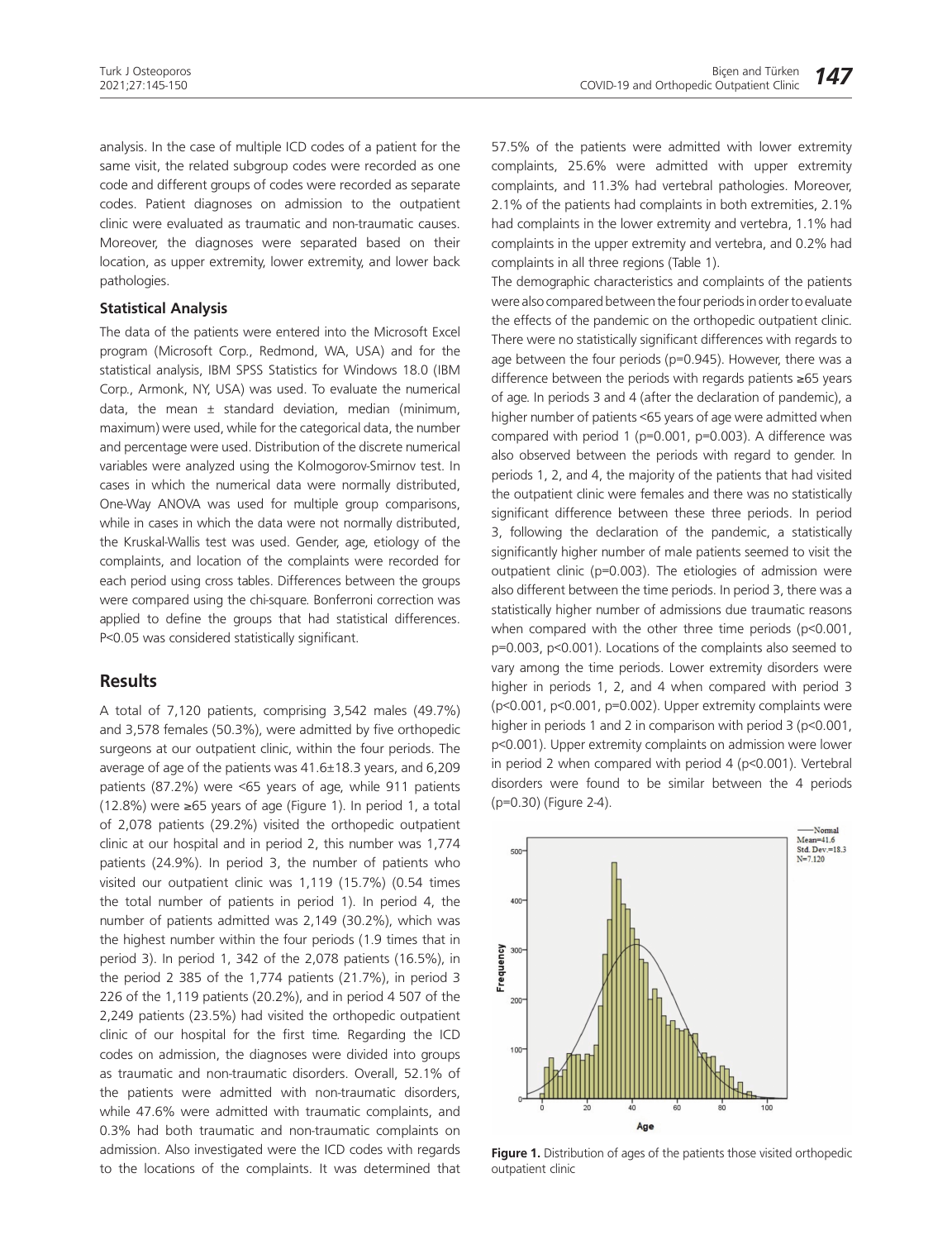analysis. In the case of multiple ICD codes of a patient for the same visit, the related subgroup codes were recorded as one code and different groups of codes were recorded as separate codes. Patient diagnoses on admission to the outpatient clinic were evaluated as traumatic and non-traumatic causes. Moreover, the diagnoses were separated based on their location, as upper extremity, lower extremity, and lower back pathologies.

### Statistical Analysis

The data of the patients were entered into the Microsoft Excel program (Microsoft Corp., Redmond, WA, USA) and for the statistical analysis, IBM SPSS Statistics for Windows 18.0 (IBM Corp., Armonk, NY, USA) was used. To evaluate the numerical data, the mean ± standard deviation, median (minimum, maximum) were used, while for the categorical data, the number and percentage were used. Distribution of the discrete numerical variables were analyzed using the Kolmogorov-Smirnov test. In cases in which the numerical data were normally distributed, One-Way ANOVA was used for multiple group comparisons, while in cases in which the data were not normally distributed, the Kruskal-Wallis test was used. Gender, age, etiology of the complaints, and location of the complaints were recorded for each period using cross tables. Differences between the groups were compared using the chi-square. Bonferroni correction was applied to define the groups that had statistical differences. P<0.05 was considered statistically significant.

## Results

A total of 7,120 patients, comprising 3,542 males (49.7%) and 3,578 females (50.3%), were admitted by five orthopedic surgeons at our outpatient clinic, within the four periods. The average of age of the patients was 41.6±18.3 years, and 6,209 patients (87.2%) were <65 years of age, while 911 patients (12.8%) were ≥65 years of age (Figure 1). In period 1, a total of 2,078 patients (29.2%) visited the orthopedic outpatient clinic at our hospital and in period 2, this number was 1,774 patients (24.9%). In period 3, the number of patients who visited our outpatient clinic was 1,119 (15.7%) (0.54 times the total number of patients in period 1). In period 4, the number of patients admitted was 2,149 (30.2%), which was the highest number within the four periods (1.9 times that in period 3). In period 1, 342 of the 2,078 patients (16.5%), in the period 2 385 of the 1,774 patients (21.7%), in period 3 226 of the 1,119 patients (20.2%), and in period 4 507 of the 2,249 patients (23.5%) had visited the orthopedic outpatient clinic of our hospital for the first time. Regarding the ICD codes on admission, the diagnoses were divided into groups as traumatic and non-traumatic disorders. Overall, 52.1% of the patients were admitted with non-traumatic disorders, while 47.6% were admitted with traumatic complaints, and 0.3% had both traumatic and non-traumatic complaints on admission. Also investigated were the ICD codes with regards to the locations of the complaints. It was determined that 57.5% of the patients were admitted with lower extremity complaints, 25.6% were admitted with upper extremity complaints, and 11.3% had vertebral pathologies. Moreover, 2.1% of the patients had complaints in both extremities, 2.1% had complaints in the lower extremity and vertebra, 1.1% had complaints in the upper extremity and vertebra, and 0.2% had complaints in all three regions (Table 1).

The demographic characteristics and complaints of the patients were also compared between the four periods in order to evaluate the effects of the pandemic on the orthopedic outpatient clinic. There were no statistically significant differences with regards to age between the four periods (p=0.945). However, there was a difference between the periods with regards patients ≥65 years of age. In periods 3 and 4 (after the declaration of pandemic), a higher number of patients <65 years of age were admitted when compared with period 1 (p=0.001, p=0.003). A difference was also observed between the periods with regard to gender. In periods 1, 2, and 4, the majority of the patients that had visited the outpatient clinic were females and there was no statistically significant difference between these three periods. In period 3, following the declaration of the pandemic, a statistically significantly higher number of male patients seemed to visit the outpatient clinic (p=0.003). The etiologies of admission were also different between the time periods. In period 3, there was a statistically higher number of admissions due traumatic reasons when compared with the other three time periods (p<0.001, p=0.003, p<0.001). Locations of the complaints also seemed to vary among the time periods. Lower extremity disorders were higher in periods 1, 2, and 4 when compared with period 3 (p<0.001, p<0.001, p=0.002). Upper extremity complaints were higher in periods 1 and 2 in comparison with period 3 (p<0.001, p<0.001). Upper extremity complaints on admission were lower in period 2 when compared with period 4 (p<0.001). Vertebral disorders were found to be similar between the 4 periods (p=0.30) (Figure 2-4).

**Figure 1.** Distribution of ages of the patients those visited orthopedic outpatient clinic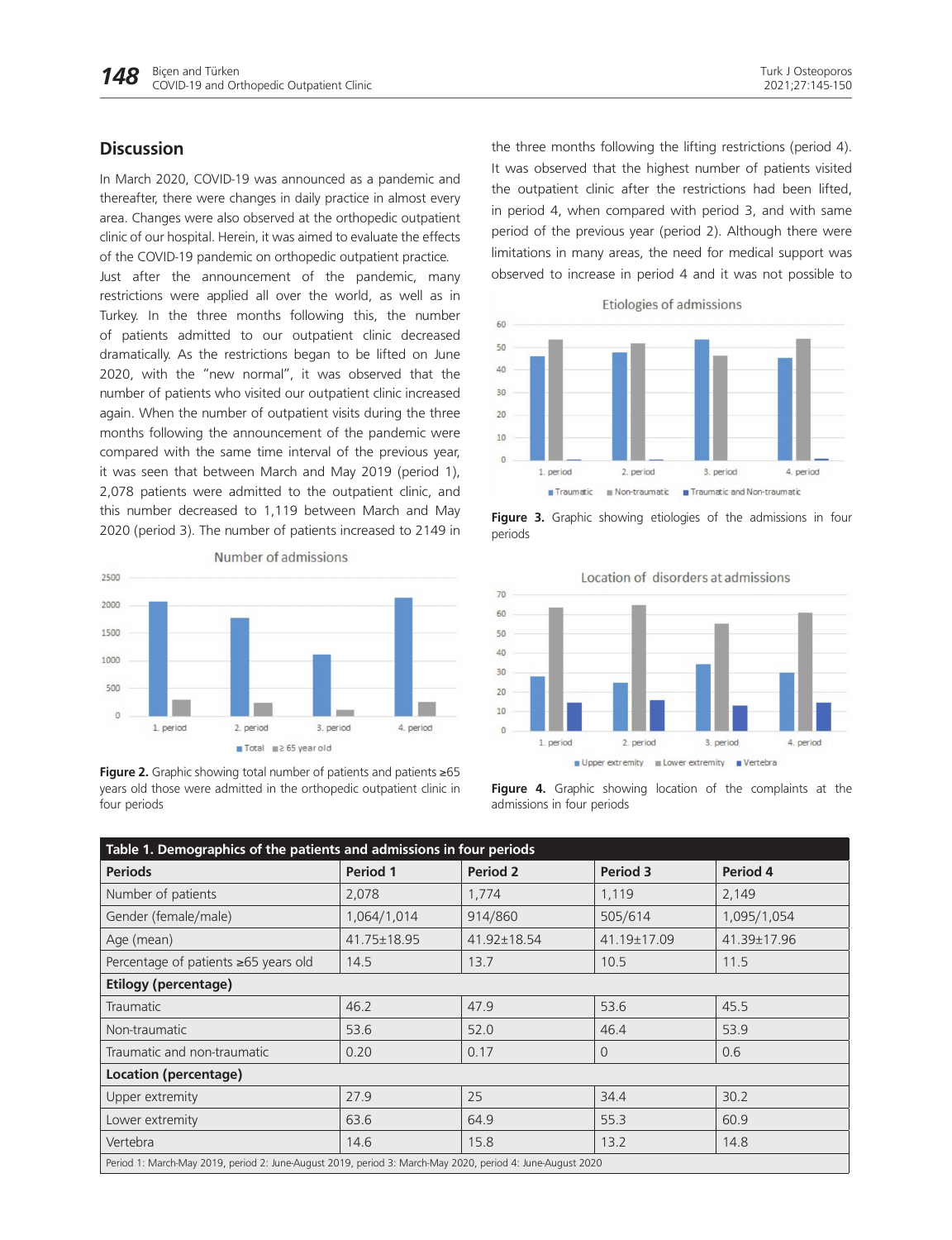## Discussion

In March 2020, COVID-19 was announced as a pandemic and thereafter, there were changes in daily practice in almost every area. Changes were also observed at the orthopedic outpatient clinic of our hospital. Herein, it was aimed to evaluate the effects of the COVID-19 pandemic on orthopedic outpatient practice.

Just after the announcement of the pandemic, many restrictions were applied all over the world, as well as in Turkey. In the three months following this, the number of patients admitted to our outpatient clinic decreased dramatically. As the restrictions began to be lifted on June 2020, with the "new normal", it was observed that the number of patients who visited our outpatient clinic increased again. When the number of outpatient visits during the three months following the announcement of the pandemic were compared with the same time interval of the previous year, it was seen that between March and May 2019 (period 1), 2,078 patients were admitted to the outpatient clinic, and this number decreased to 1,119 between March and May 2020 (period 3). The number of patients increased to 2149 in the three months following the lifting restrictions (period 4). It was observed that the highest number of patients visited the outpatient clinic after the restrictions had been lifted, in period 4, when compared with period 3, and with same period of the previous year (period 2). Although there were limitations in many areas, the need for medical support was observed to increase in period 4 and it was not possible to

**Figure 2.** Graphic showing total number of patients and patients ≥65 years old those were admitted in the orthopedic outpatient clinic in four periods

**Figure 3.** Graphic showing etiologies of the admissions in four periods

**Figure 4.** Graphic showing location of the complaints at the admissions in four periods

**Table 1. Demographics of the patients and admissions in four periods**

| Periods | Period 1 | Period 2 | Period 3 | Period 4 |
|---|---|---|---|---|
| Number of patients | 2,078 | 1,774 | 1,119 | 2,149 |
| Gender (female/male) | 1,064/1,014 | 914/860 | 505/614 | 1,095/1,054 |
| Age (mean) | 41.75±18.95 | 41.92±18.54 | 41.19±17.09 | 41.39±17.96 |
| Percentage of patients ≥65 years old | 14.5 | 13.7 | 10.5 | 11.5 |
| **Etilogy (percentage)** | | | | |
| Traumatic | 46.2 | 47.9 | 53.6 | 45.5 |
| Non-traumatic | 53.6 | 52.0 | 46.4 | 53.9 |
| Traumatic and non-traumatic | 0.20 | 0.17 | 0 | 0.6 |
| **Location (percentage)** | | | | |
| Upper extremity | 27.9 | 25 | 34.4 | 30.2 |
| Lower extremity | 63.6 | 64.9 | 55.3 | 60.9 |
| Vertebra | 14.6 | 15.8 | 13.2 | 14.8 |

Period 1: March-May 2019, period 2: June-August 2019, period 3: March-May 2020, period 4: June-August 2020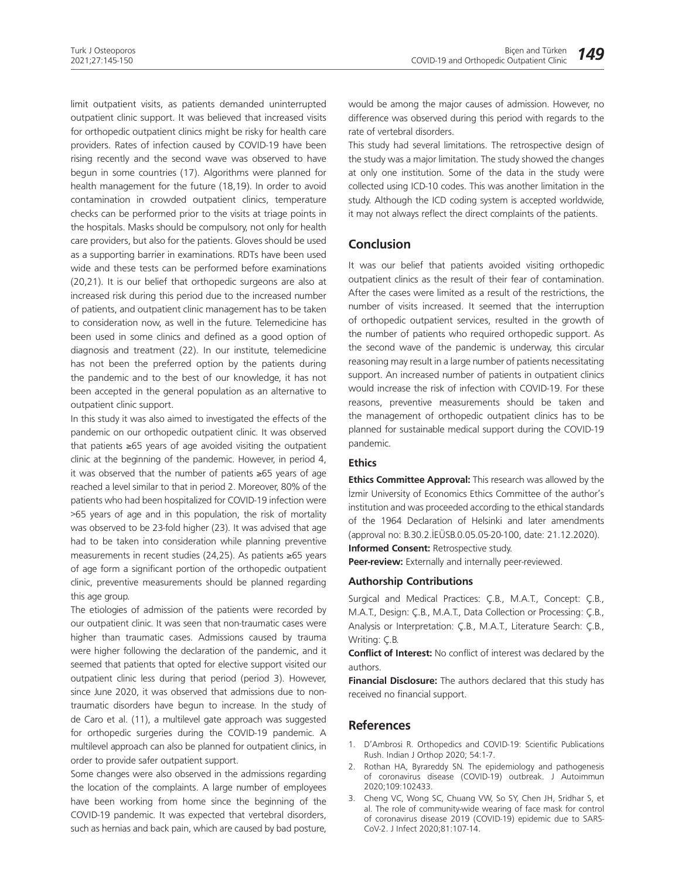limit outpatient visits, as patients demanded uninterrupted outpatient clinic support. It was believed that increased visits for orthopedic outpatient clinics might be risky for health care providers. Rates of infection caused by COVID-19 have been rising recently and the second wave was observed to have begun in some countries (17). Algorithms were planned for health management for the future (18,19). In order to avoid contamination in crowded outpatient clinics, temperature checks can be performed prior to the visits at triage points in the hospitals. Masks should be compulsory, not only for health care providers, but also for the patients. Gloves should be used as a supporting barrier in examinations. RDTs have been used wide and these tests can be performed before examinations (20,21). It is our belief that orthopedic surgeons are also at increased risk during this period due to the increased number of patients, and outpatient clinic management has to be taken to consideration now, as well in the future. Telemedicine has been used in some clinics and defined as a good option of diagnosis and treatment (22). In our institute, telemedicine has not been the preferred option by the patients during the pandemic and to the best of our knowledge, it has not been accepted in the general population as an alternative to outpatient clinic support.

In this study it was also aimed to investigated the effects of the pandemic on our orthopedic outpatient clinic. It was observed that patients ≥65 years of age avoided visiting the outpatient clinic at the beginning of the pandemic. However, in period 4, it was observed that the number of patients ≥65 years of age reached a level similar to that in period 2. Moreover, 80% of the patients who had been hospitalized for COVID-19 infection were >65 years of age and in this population, the risk of mortality was observed to be 23-fold higher (23). It was advised that age had to be taken into consideration while planning preventive measurements in recent studies (24,25). As patients ≥65 years of age form a significant portion of the orthopedic outpatient clinic, preventive measurements should be planned regarding this age group.

The etiologies of admission of the patients were recorded by our outpatient clinic. It was seen that non-traumatic cases were higher than traumatic cases. Admissions caused by trauma were higher following the declaration of the pandemic, and it seemed that patients that opted for elective support visited our outpatient clinic less during that period (period 3). However, since June 2020, it was observed that admissions due to non-traumatic disorders have begun to increase. In the study of de Caro et al. (11), a multilevel gate approach was suggested for orthopedic surgeries during the COVID-19 pandemic. A multilevel approach can also be planned for outpatient clinics, in order to provide safer outpatient support.

Some changes were also observed in the admissions regarding the location of the complaints. A large number of employees have been working from home since the beginning of the COVID-19 pandemic. It was expected that vertebral disorders, such as hernias and back pain, which are caused by bad posture, would be among the major causes of admission. However, no difference was observed during this period with regards to the rate of vertebral disorders.

This study had several limitations. The retrospective design of the study was a major limitation. The study showed the changes at only one institution. Some of the data in the study were collected using ICD-10 codes. This was another limitation in the study. Although the ICD coding system is accepted worldwide, it may not always reflect the direct complaints of the patients.

## Conclusion

It was our belief that patients avoided visiting orthopedic outpatient clinics as the result of their fear of contamination. After the cases were limited as a result of the restrictions, the number of visits increased. It seemed that the interruption of orthopedic outpatient services, resulted in the growth of the number of patients who required orthopedic support. As the second wave of the pandemic is underway, this circular reasoning may result in a large number of patients necessitating support. An increased number of patients in outpatient clinics would increase the risk of infection with COVID-19. For these reasons, preventive measurements should be taken and the management of orthopedic outpatient clinics has to be planned for sustainable medical support during the COVID-19 pandemic.

### Ethics

**Ethics Committee Approval:** This research was allowed by the İzmir University of Economics Ethics Committee of the author's institution and was proceeded according to the ethical standards of the 1964 Declaration of Helsinki and later amendments (approval no: B.30.2.İEÜSB.0.05.05-20-100, date: 21.12.2020).

**Informed Consent:** Retrospective study.

**Peer-review:** Externally and internally peer-reviewed.

### Authorship Contributions

Surgical and Medical Practices: Ç.B., M.A.T., Concept: Ç.B., M.A.T., Design: Ç.B., M.A.T., Data Collection or Processing: Ç.B., Analysis or Interpretation: Ç.B., M.A.T., Literature Search: Ç.B., Writing: Ç.B.

**Conflict of Interest:** No conflict of interest was declared by the authors.

**Financial Disclosure:** The authors declared that this study has received no financial support.

## References

1. D'Ambrosi R. Orthopedics and COVID-19: Scientific Publications Rush. Indian J Orthop 2020; 54:1-7.
2. Rothan HA, Byrareddy SN. The epidemiology and pathogenesis of coronavirus disease (COVID-19) outbreak. J Autoimmun 2020;109:102433.
3. Cheng VC, Wong SC, Chuang VW, So SY, Chen JH, Sridhar S, et al. The role of community-wide wearing of face mask for control of coronavirus disease 2019 (COVID-19) epidemic due to SARS-CoV-2. J Infect 2020;81:107-14.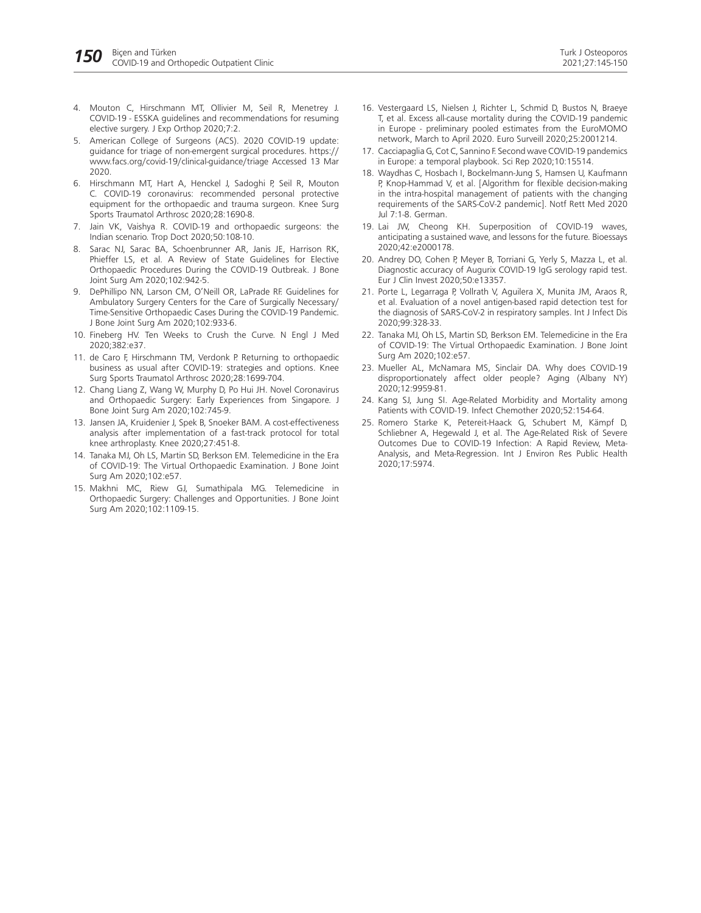4. Mouton C, Hirschmann MT, Ollivier M, Seil R, Menetrey J. COVID-19 - ESSKA guidelines and recommendations for resuming elective surgery. J Exp Orthop 2020;7:2.
5. American College of Surgeons (ACS). 2020 COVID-19 update: guidance for triage of non-emergent surgical procedures. https://www.facs.org/covid-19/clinical-guidance/triage Accessed 13 Mar 2020.
6. Hirschmann MT, Hart A, Henckel J, Sadoghi P, Seil R, Mouton C. COVID-19 coronavirus: recommended personal protective equipment for the orthopaedic and trauma surgeon. Knee Surg Sports Traumatol Arthrosc 2020;28:1690-8.
7. Jain VK, Vaishya R. COVID-19 and orthopaedic surgeons: the Indian scenario. Trop Doct 2020;50:108-10.
8. Sarac NJ, Sarac BA, Schoenbrunner AR, Janis JE, Harrison RK, Phieffer LS, et al. A Review of State Guidelines for Elective Orthopaedic Procedures During the COVID-19 Outbreak. J Bone Joint Surg Am 2020;102:942-5.
9. DePhillipo NN, Larson CM, O'Neill OR, LaPrade RF. Guidelines for Ambulatory Surgery Centers for the Care of Surgically Necessary/Time-Sensitive Orthopaedic Cases During the COVID-19 Pandemic. J Bone Joint Surg Am 2020;102:933-6.
10. Fineberg HV. Ten Weeks to Crush the Curve. N Engl J Med 2020;382:e37.
11. de Caro F, Hirschmann TM, Verdonk P. Returning to orthopaedic business as usual after COVID-19: strategies and options. Knee Surg Sports Traumatol Arthrosc 2020;28:1699-704.
12. Chang Liang Z, Wang W, Murphy D, Po Hui JH. Novel Coronavirus and Orthopaedic Surgery: Early Experiences from Singapore. J Bone Joint Surg Am 2020;102:745-9.
13. Jansen JA, Kruidenier J, Spek B, Snoeker BAM. A cost-effectiveness analysis after implementation of a fast-track protocol for total knee arthroplasty. Knee 2020;27:451-8.
14. Tanaka MJ, Oh LS, Martin SD, Berkson EM. Telemedicine in the Era of COVID-19: The Virtual Orthopaedic Examination. J Bone Joint Surg Am 2020;102:e57.
15. Makhni MC, Riew GJ, Sumathipala MG. Telemedicine in Orthopaedic Surgery: Challenges and Opportunities. J Bone Joint Surg Am 2020;102:1109-15.
16. Vestergaard LS, Nielsen J, Richter L, Schmid D, Bustos N, Braeye T, et al. Excess all-cause mortality during the COVID-19 pandemic in Europe - preliminary pooled estimates from the EuroMOMO network, March to April 2020. Euro Surveill 2020;25:2001214.
17. Cacciapaglia G, Cot C, Sannino F. Second wave COVID-19 pandemics in Europe: a temporal playbook. Sci Rep 2020;10:15514.
18. Waydhas C, Hosbach I, Bockelmann-Jung S, Hamsen U, Kaufmann P, Knop-Hammad V, et al. [Algorithm for flexible decision-making in the intra-hospital management of patients with the changing requirements of the SARS-CoV-2 pandemic]. Notf Rett Med 2020 Jul 7:1-8. German.
19. Lai JW, Cheong KH. Superposition of COVID-19 waves, anticipating a sustained wave, and lessons for the future. Bioessays 2020;42:e2000178.
20. Andrey DO, Cohen P, Meyer B, Torriani G, Yerly S, Mazza L, et al. Diagnostic accuracy of Augurix COVID-19 IgG serology rapid test. Eur J Clin Invest 2020;50:e13357.
21. Porte L, Legarraga P, Vollrath V, Aguilera X, Munita JM, Araos R, et al. Evaluation of a novel antigen-based rapid detection test for the diagnosis of SARS-CoV-2 in respiratory samples. Int J Infect Dis 2020;99:328-33.
22. Tanaka MJ, Oh LS, Martin SD, Berkson EM. Telemedicine in the Era of COVID-19: The Virtual Orthopaedic Examination. J Bone Joint Surg Am 2020;102:e57.
23. Mueller AL, McNamara MS, Sinclair DA. Why does COVID-19 disproportionately affect older people? Aging (Albany NY) 2020;12:9959-81.
24. Kang SJ, Jung SI. Age-Related Morbidity and Mortality among Patients with COVID-19. Infect Chemother 2020;52:154-64.
25. Romero Starke K, Petereit-Haack G, Schubert M, Kämpf D, Schliebner A, Hegewald J, et al. The Age-Related Risk of Severe Outcomes Due to COVID-19 Infection: A Rapid Review, Meta-Analysis, and Meta-Regression. Int J Environ Res Public Health 2020;17:5974.